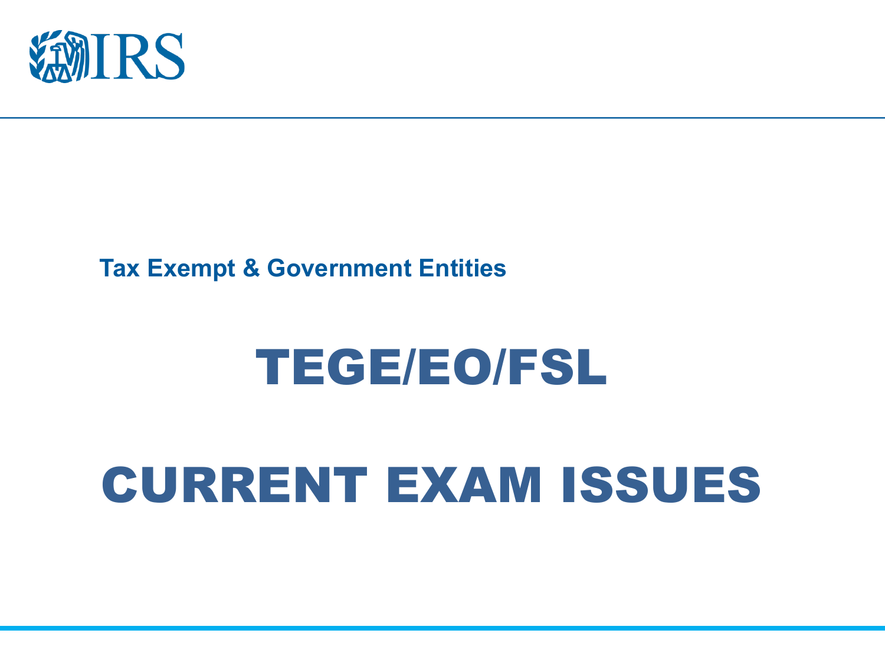IRS

Tax Exempt & Government Entities

# TEGE/EO/FSL

# CURRENT EXAM ISSUES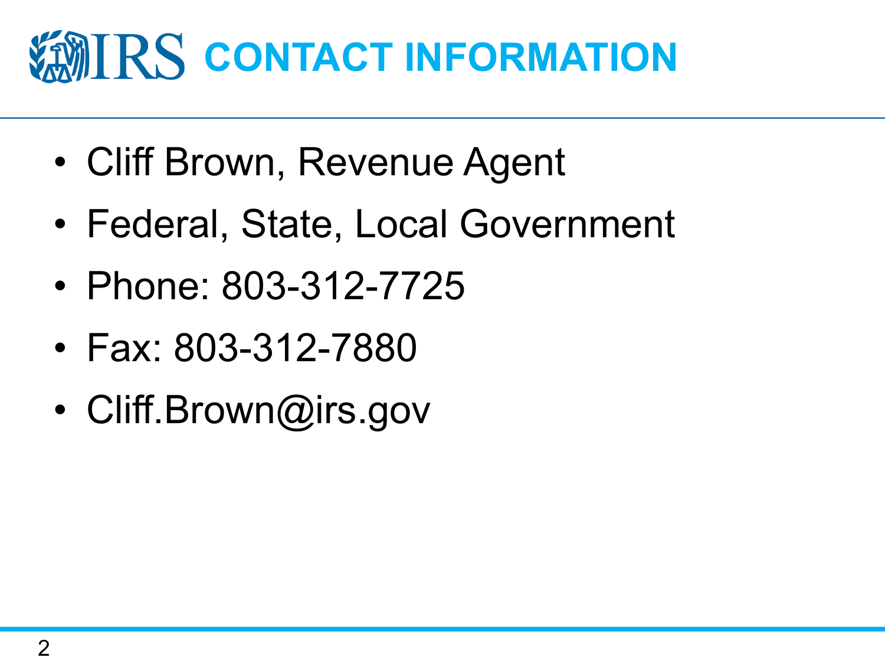# IRS CONTACT INFORMATION

- Cliff Brown, Revenue Agent
- Federal, State, Local Government
- Phone: 803-312-7725
- Fax: 803-312-7880
- Cliff.Brown@irs.gov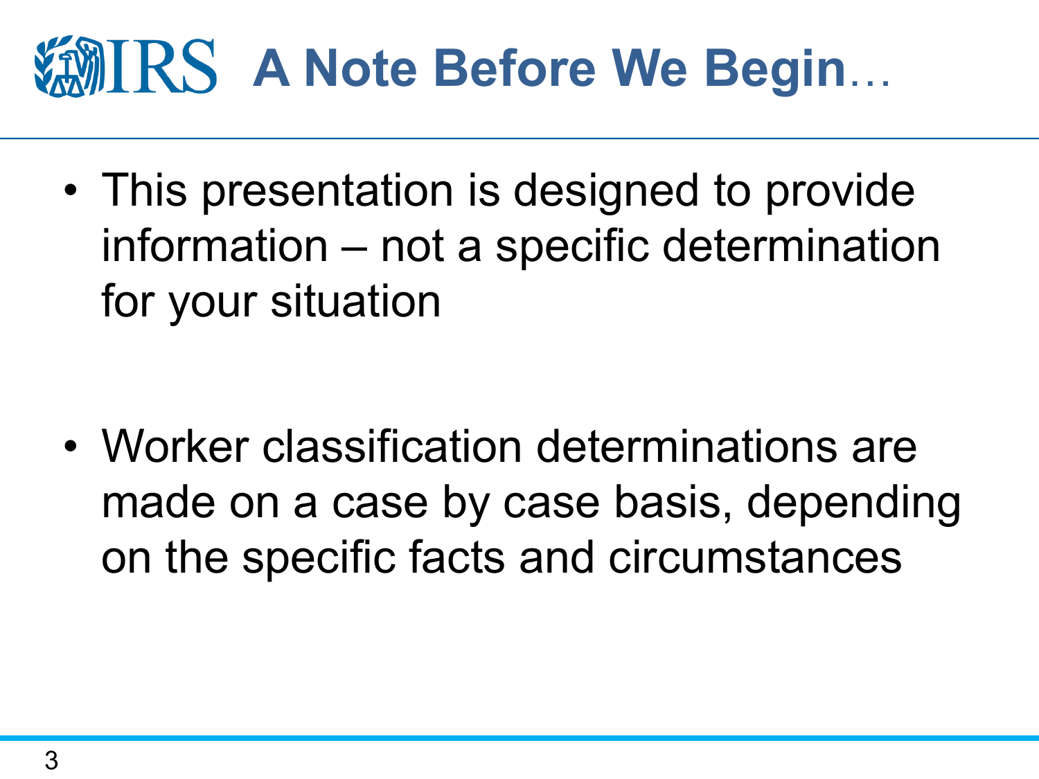# A Note Before We Begin…

- This presentation is designed to provide information – not a specific determination for your situation
- Worker classification determinations are made on a case by case basis, depending on the specific facts and circumstances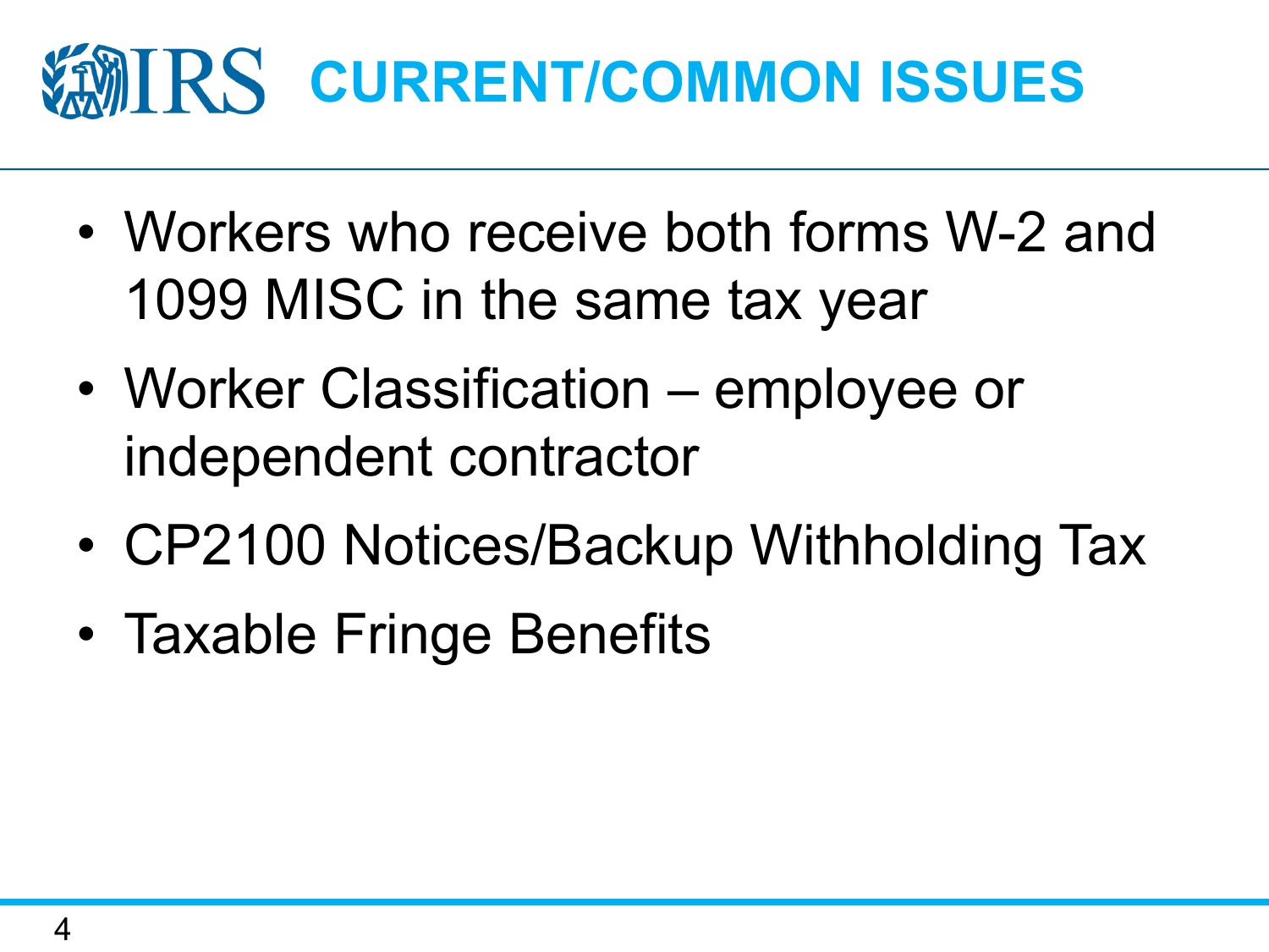# CURRENT/COMMON ISSUES

- Workers who receive both forms W-2 and 1099 MISC in the same tax year
- Worker Classification – employee or independent contractor
- CP2100 Notices/Backup Withholding Tax
- Taxable Fringe Benefits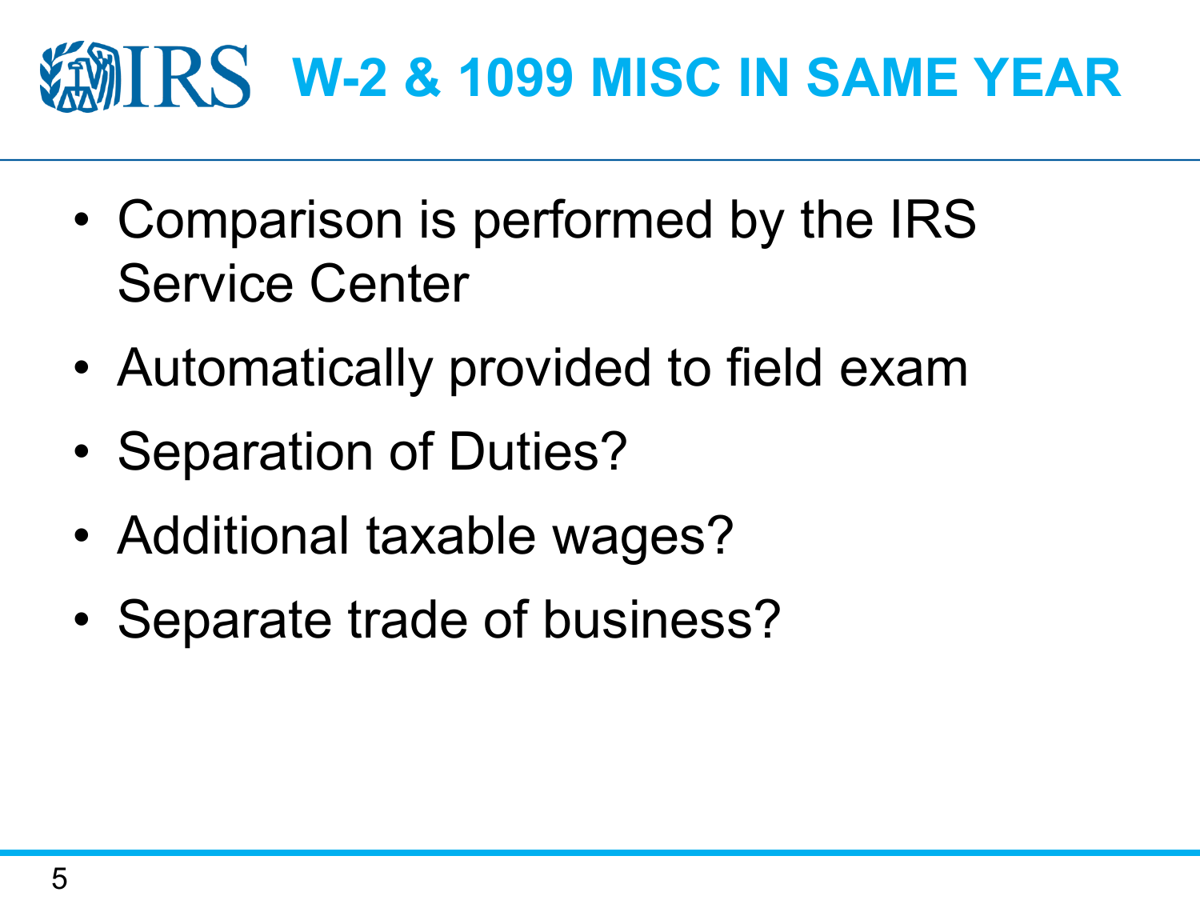# W-2 & 1099 MISC IN SAME YEAR

- Comparison is performed by the IRS Service Center
- Automatically provided to field exam
- Separation of Duties?
- Additional taxable wages?
- Separate trade of business?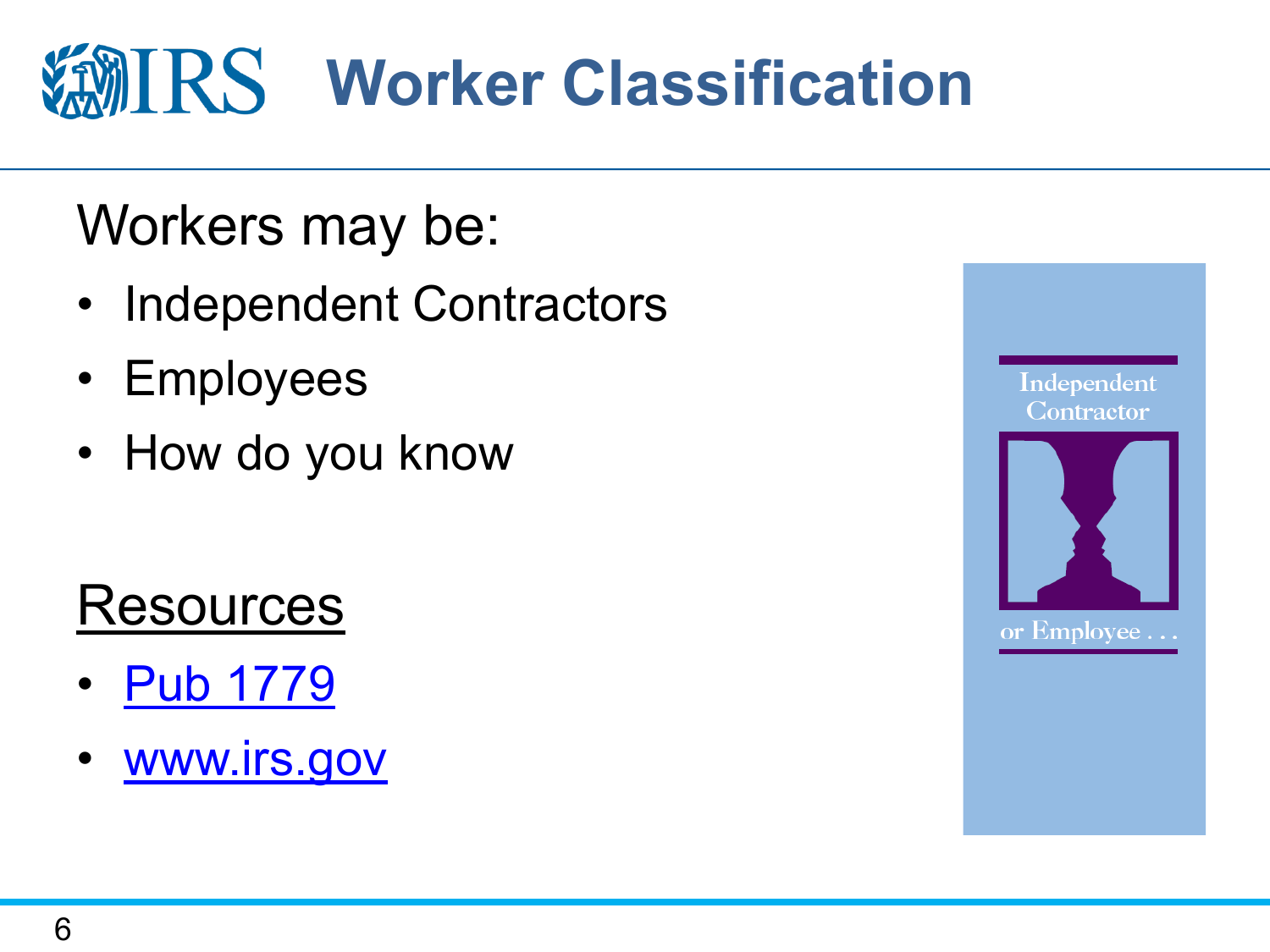# Worker Classification

Workers may be:

- Independent Contractors
- Employees
- How do you know

**Resources**

- [Pub 1779](Pub 1779)
- [www.irs.gov](www.irs.gov)

Independent Contractor

or Employee . . .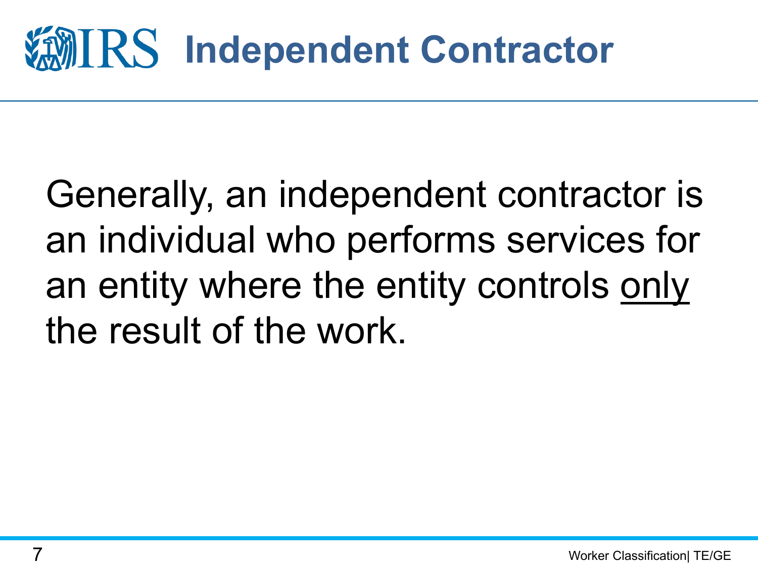# Independent Contractor

Generally, an independent contractor is an individual who performs services for an entity where the entity controls <u>only</u> the result of the work.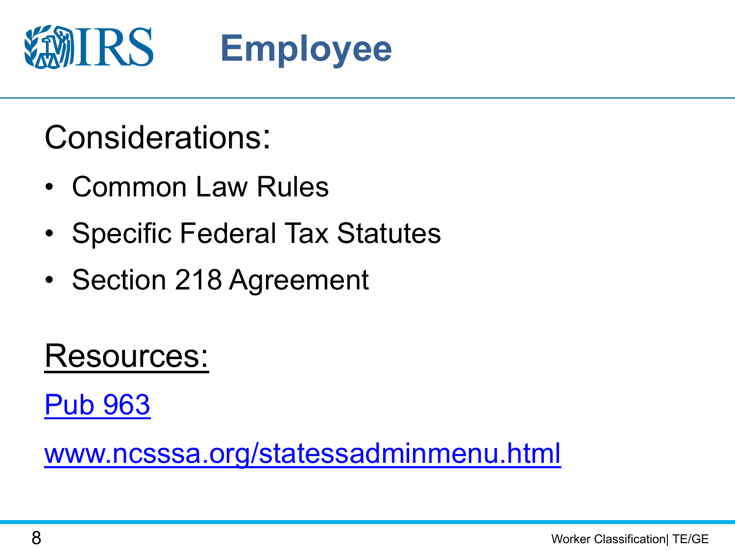# Employee

Considerations:

- Common Law Rules
- Specific Federal Tax Statutes
- Section 218 Agreement

Resources:

Pub 963

www.ncsssa.org/statessadminmenu.html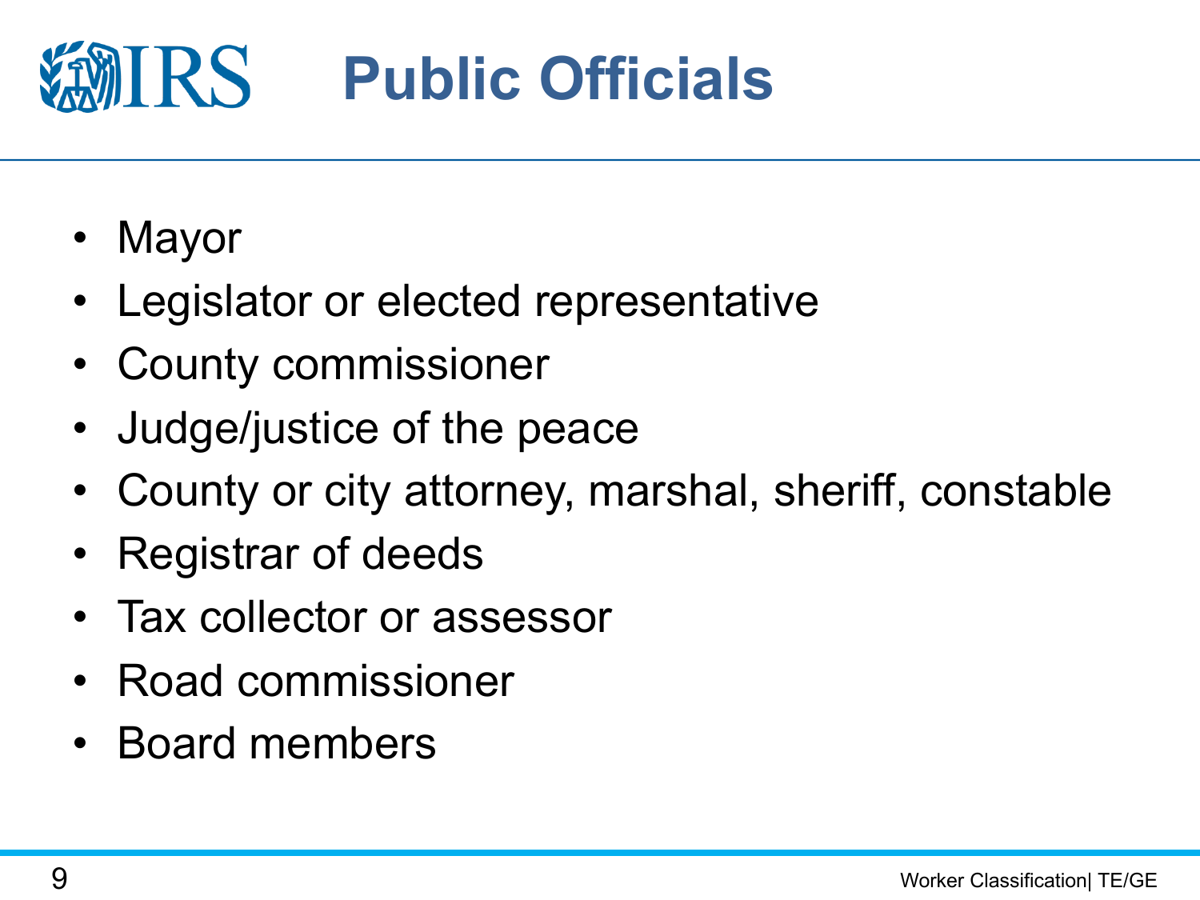# Public Officials

- Mayor
- Legislator or elected representative
- County commissioner
- Judge/justice of the peace
- County or city attorney, marshal, sheriff, constable
- Registrar of deeds
- Tax collector or assessor
- Road commissioner
- Board members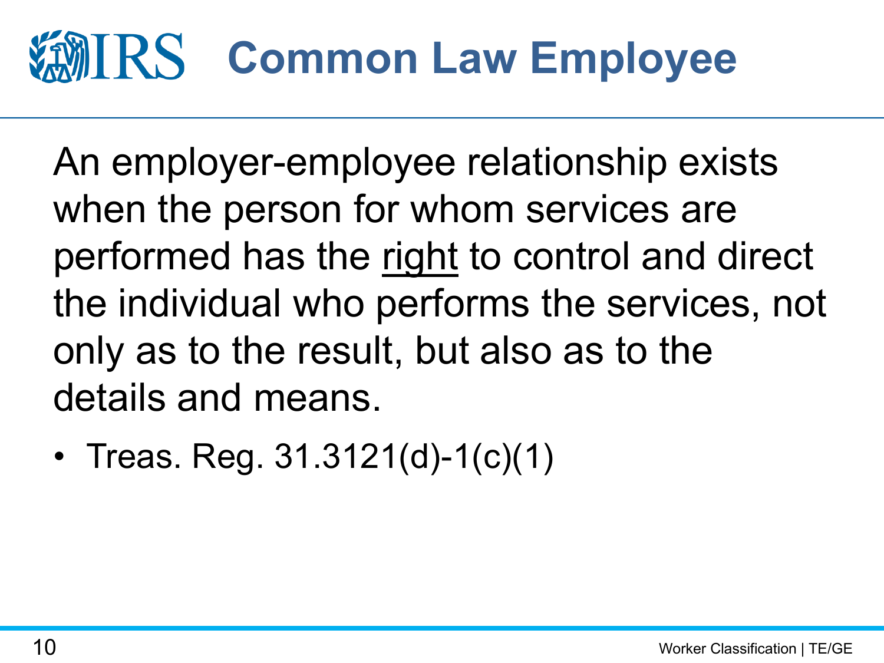# Common Law Employee

An employer-employee relationship exists when the person for whom services are performed has the <u>right</u> to control and direct the individual who performs the services, not only as to the result, but also as to the details and means.

- Treas. Reg. 31.3121(d)-1(c)(1)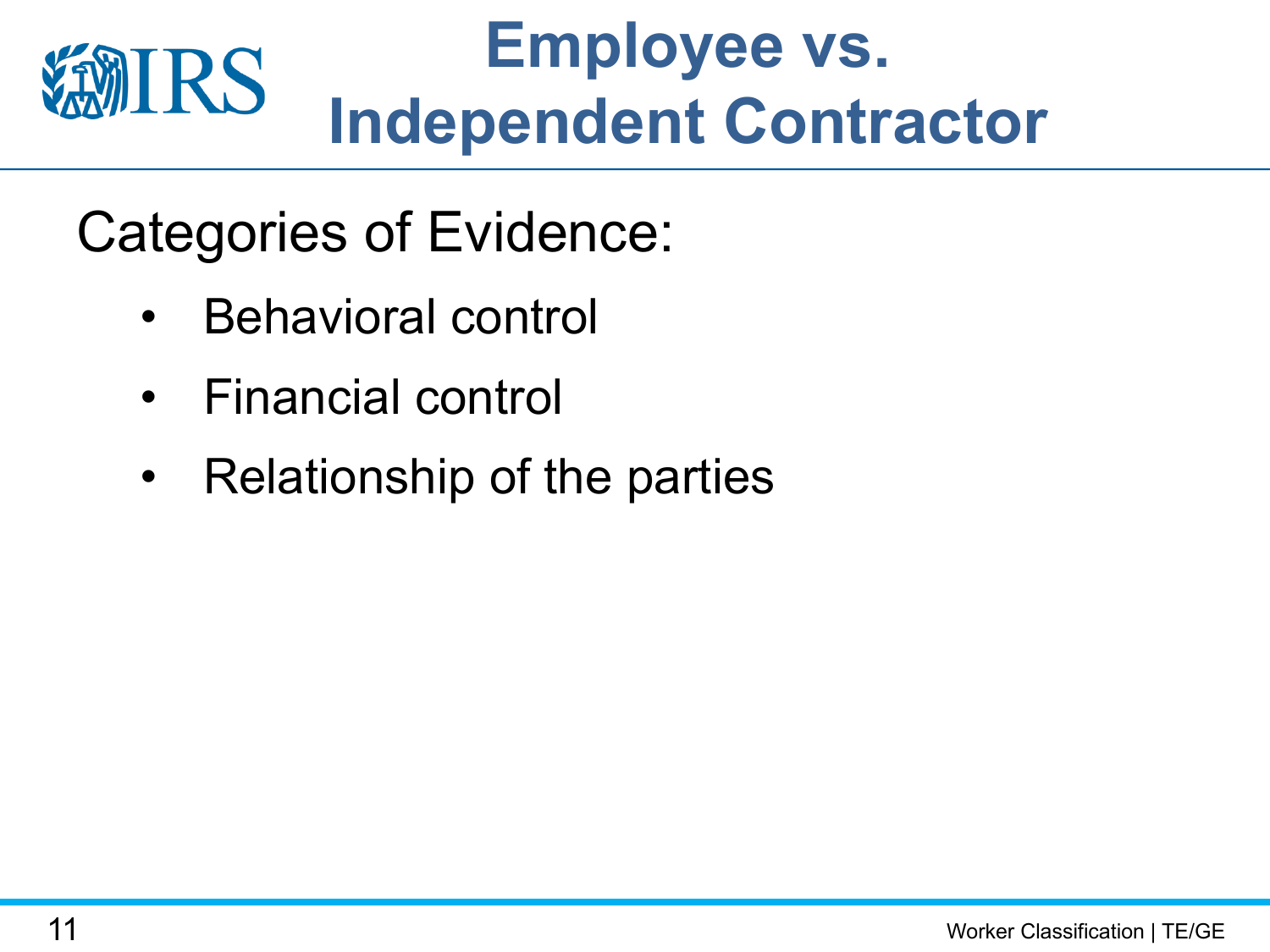# Employee vs. Independent Contractor

Categories of Evidence:

- Behavioral control
- Financial control
- Relationship of the parties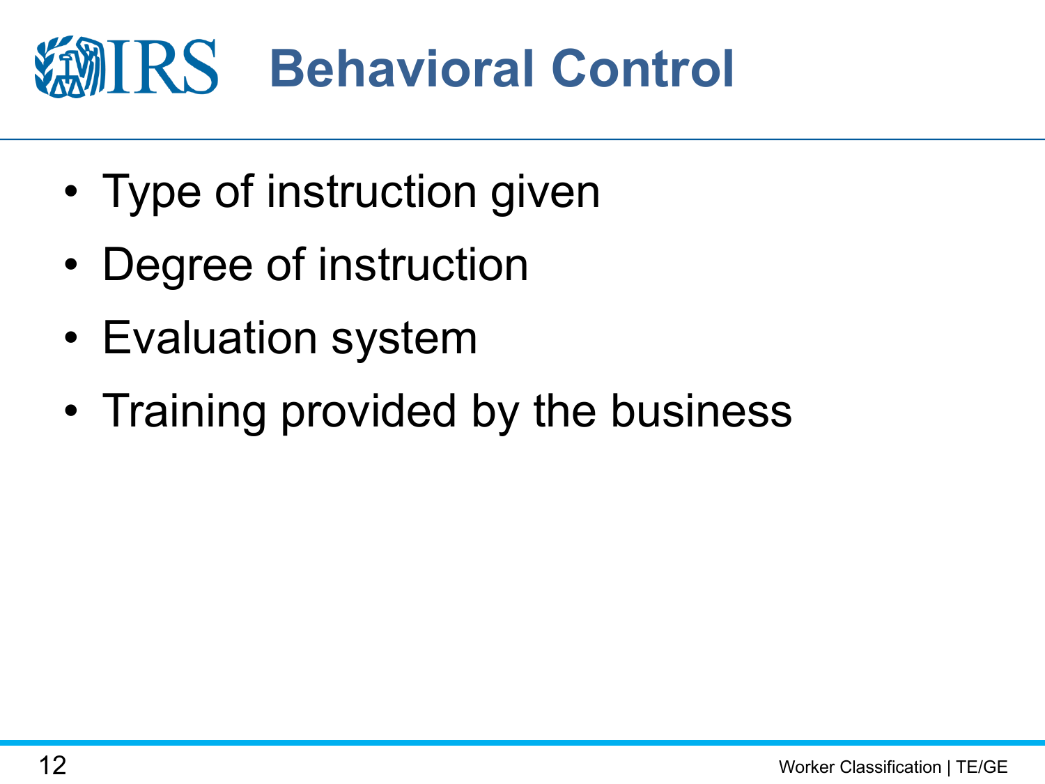# Behavioral Control

- Type of instruction given
- Degree of instruction
- Evaluation system
- Training provided by the business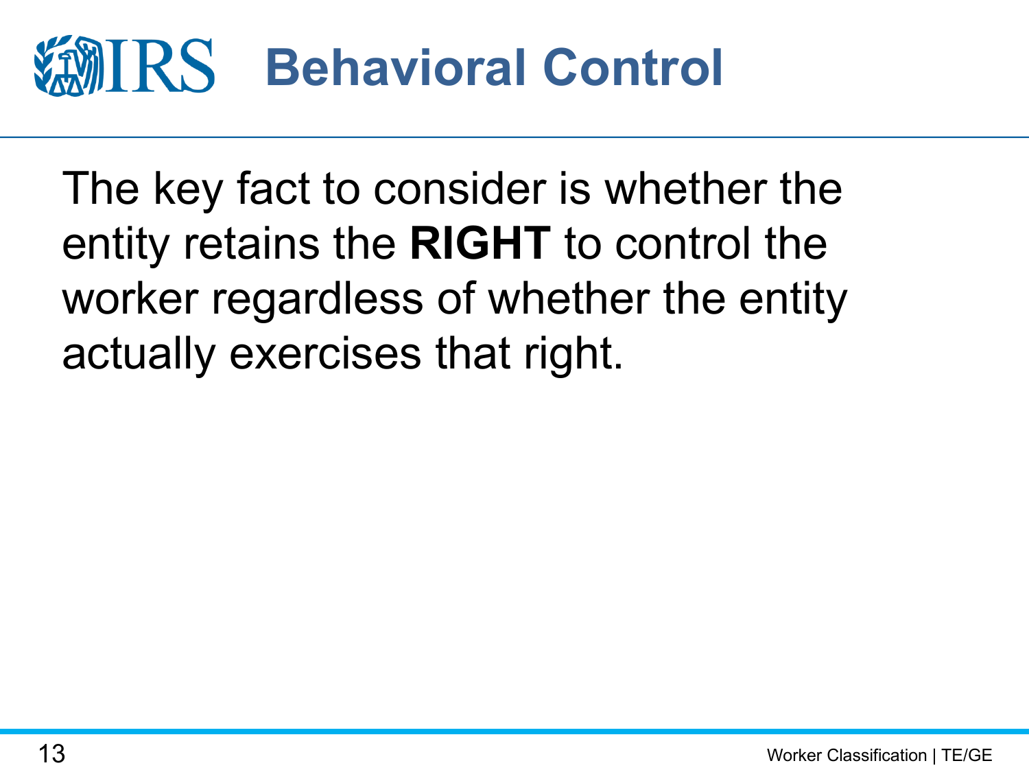# Behavioral Control

The key fact to consider is whether the entity retains the **RIGHT** to control the worker regardless of whether the entity actually exercises that right.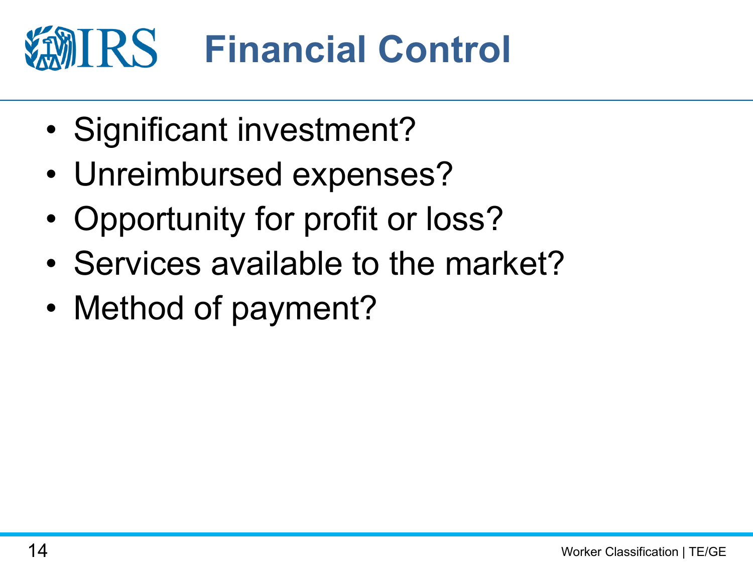# Financial Control

- Significant investment?
- Unreimbursed expenses?
- Opportunity for profit or loss?
- Services available to the market?
- Method of payment?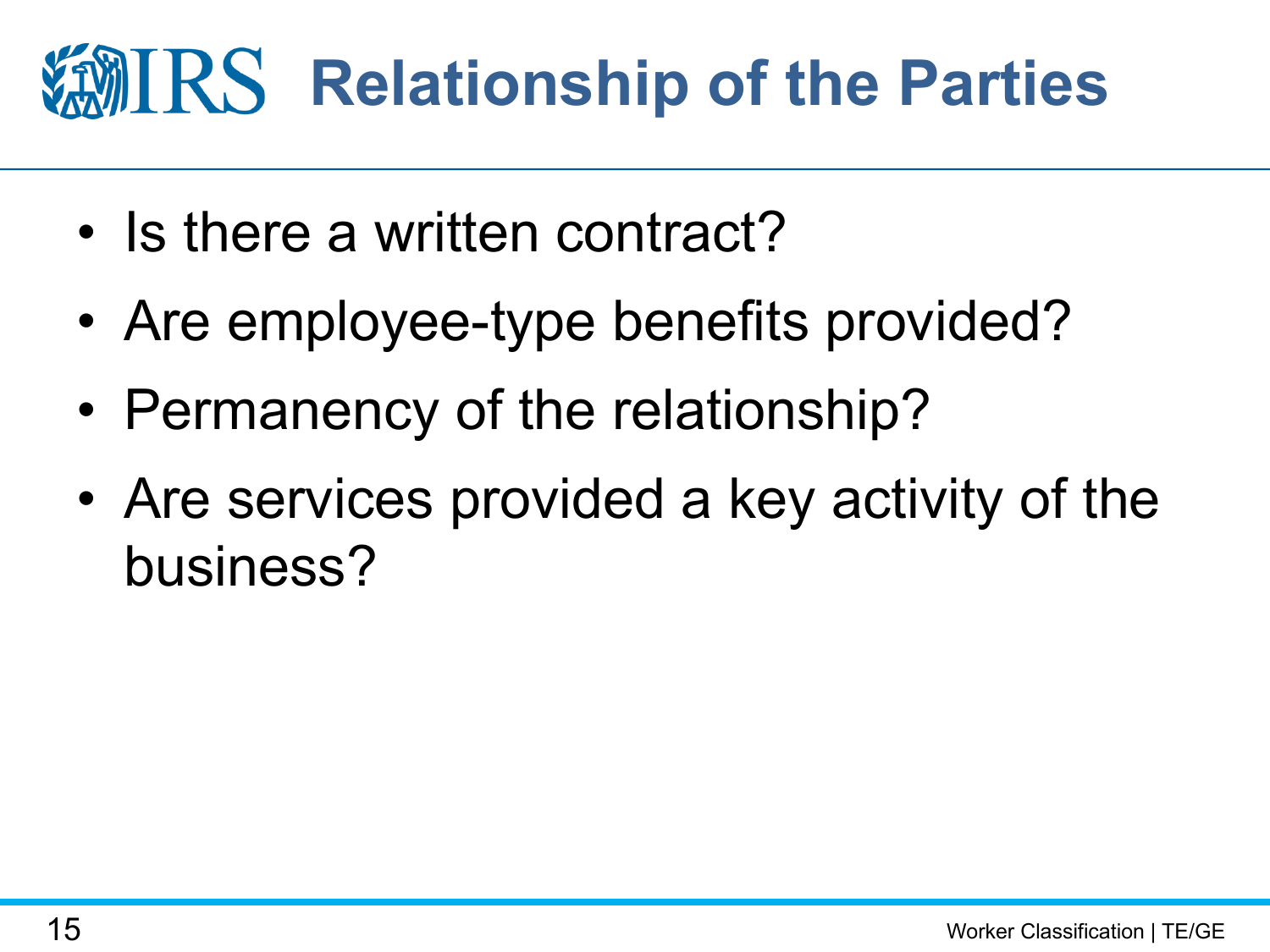# Relationship of the Parties

- Is there a written contract?
- Are employee-type benefits provided?
- Permanency of the relationship?
- Are services provided a key activity of the business?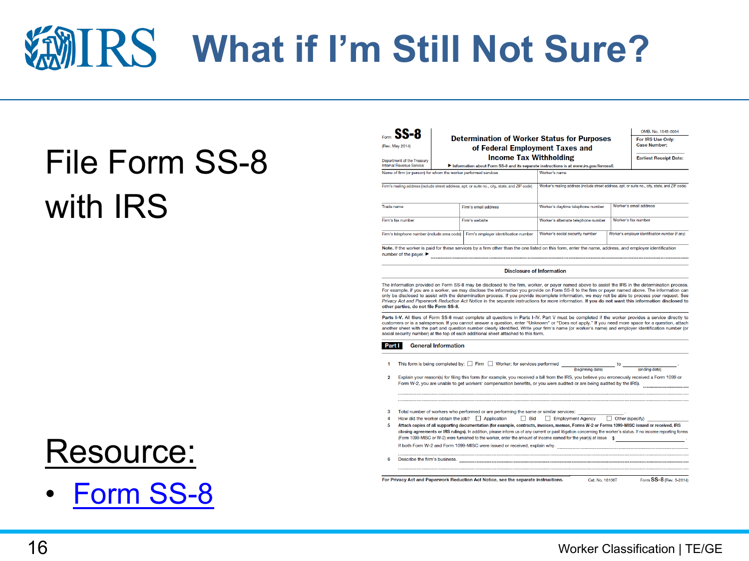# What if I'm Still Not Sure?

File Form SS-8 with IRS

## Resource:

- Form SS-8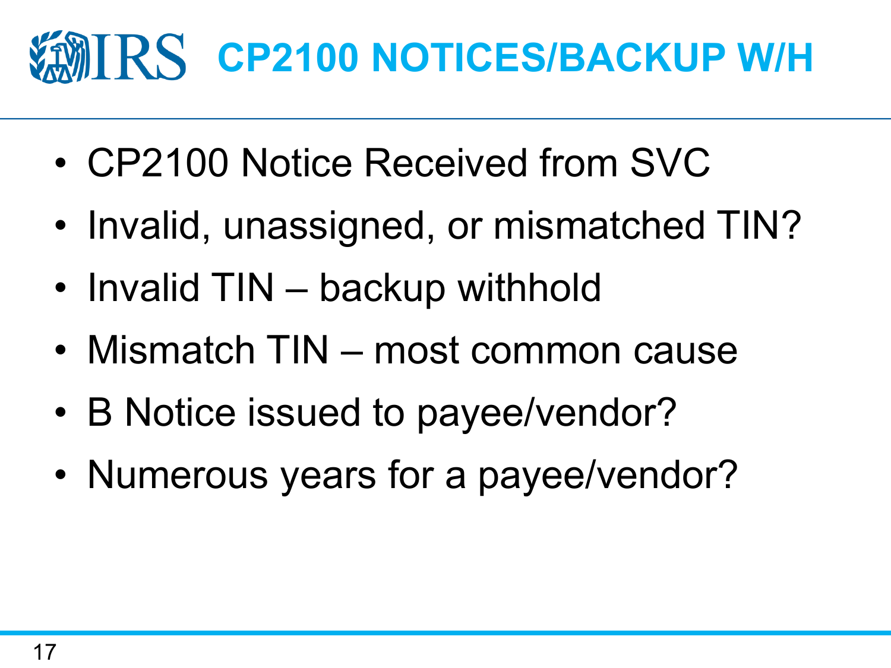# CP2100 NOTICES/BACKUP W/H

- CP2100 Notice Received from SVC
- Invalid, unassigned, or mismatched TIN?
- Invalid TIN – backup withhold
- Mismatch TIN – most common cause
- B Notice issued to payee/vendor?
- Numerous years for a payee/vendor?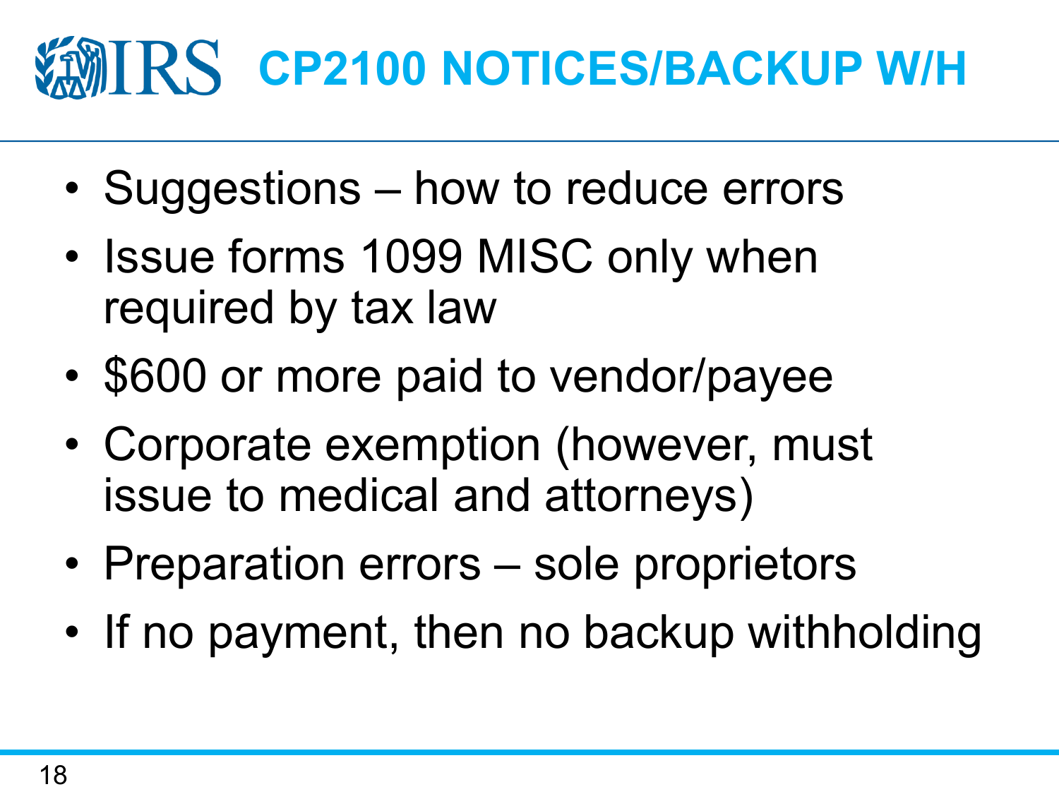# CP2100 NOTICES/BACKUP W/H

- Suggestions – how to reduce errors
- Issue forms 1099 MISC only when required by tax law
- $600 or more paid to vendor/payee
- Corporate exemption (however, must issue to medical and attorneys)
- Preparation errors – sole proprietors
- If no payment, then no backup withholding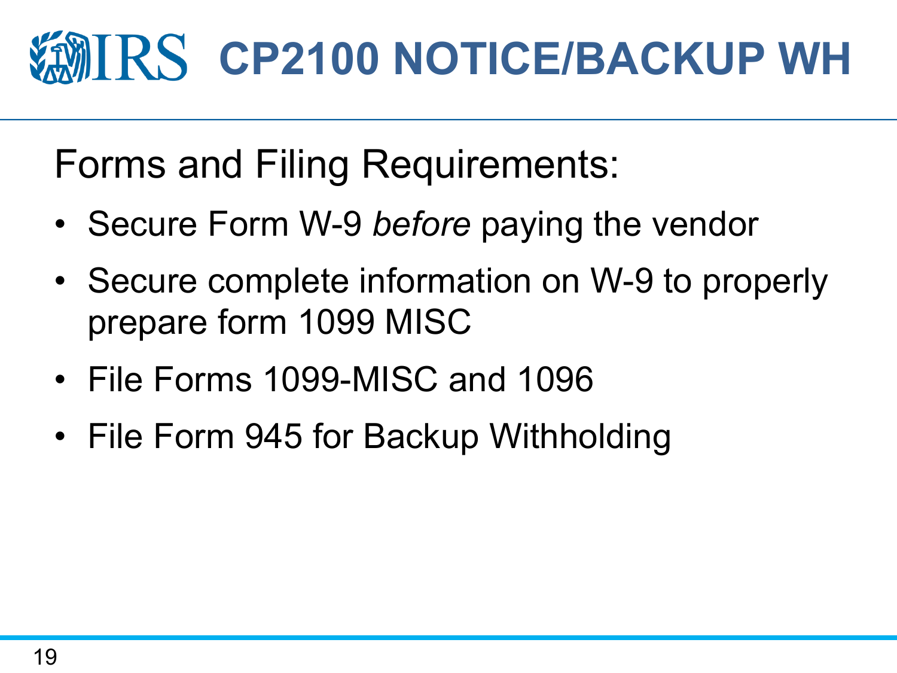# CP2100 NOTICE/BACKUP WH

Forms and Filing Requirements:

- Secure Form W-9 *before* paying the vendor
- Secure complete information on W-9 to properly prepare form 1099 MISC
- File Forms 1099-MISC and 1096
- File Form 945 for Backup Withholding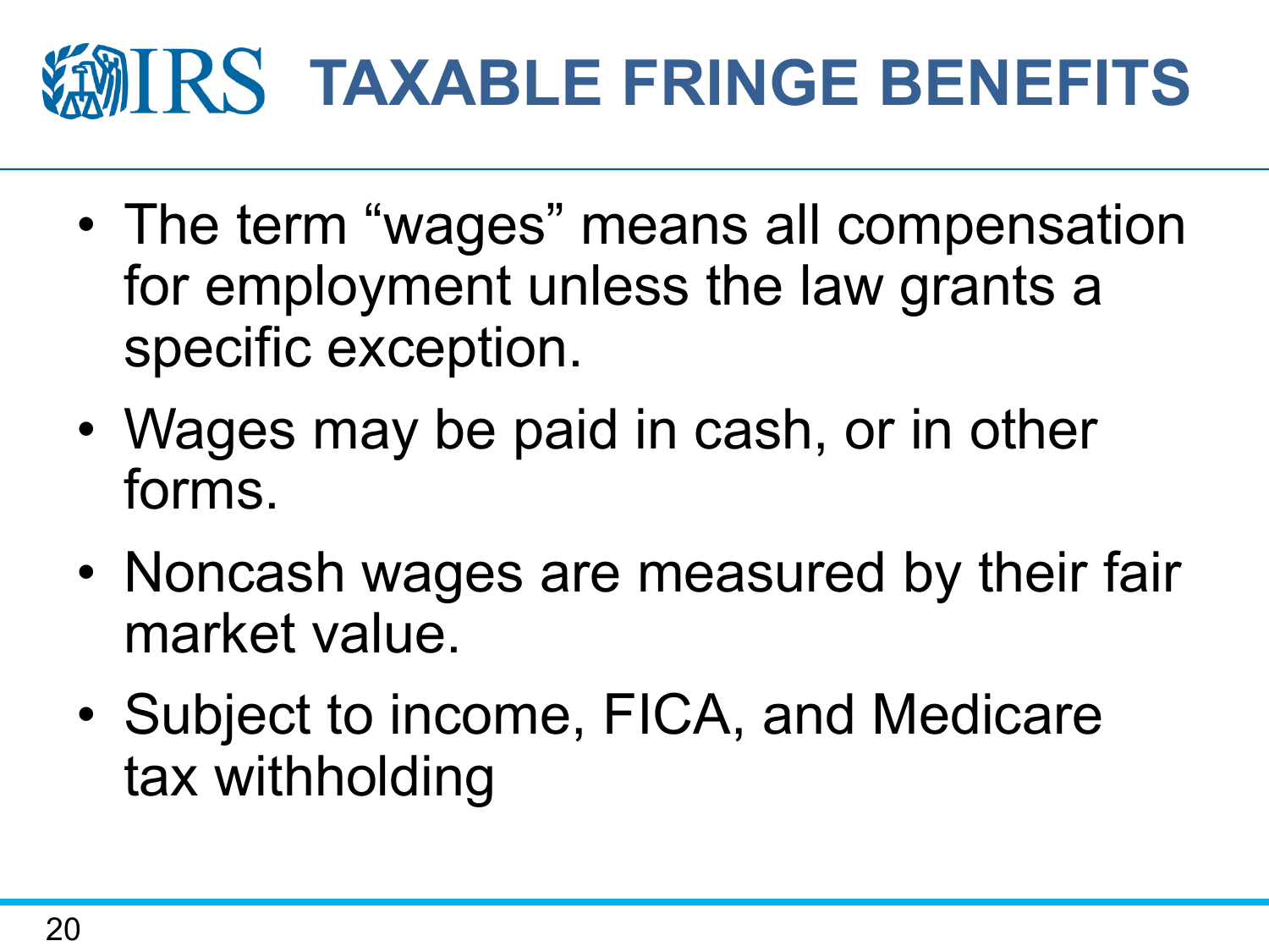# TAXABLE FRINGE BENEFITS

- The term "wages" means all compensation for employment unless the law grants a specific exception.
- Wages may be paid in cash, or in other forms.
- Noncash wages are measured by their fair market value.
- Subject to income, FICA, and Medicare tax withholding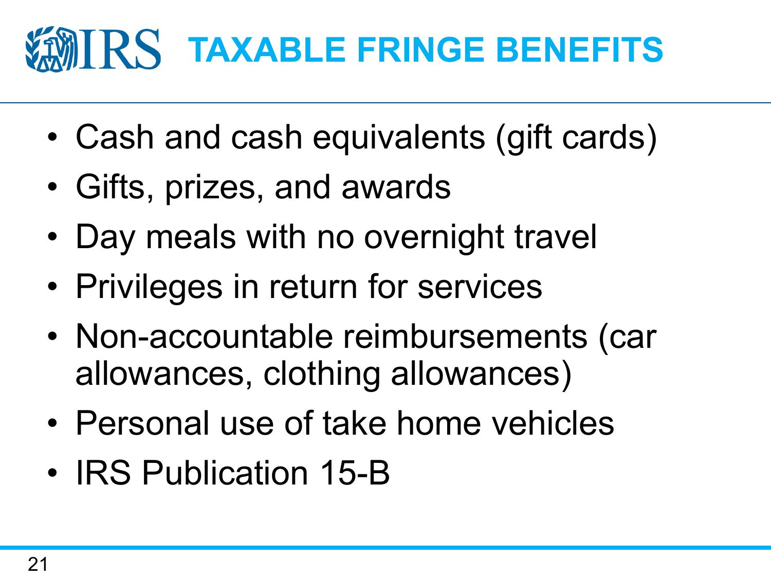# TAXABLE FRINGE BENEFITS

- Cash and cash equivalents (gift cards)
- Gifts, prizes, and awards
- Day meals with no overnight travel
- Privileges in return for services
- Non-accountable reimbursements (car allowances, clothing allowances)
- Personal use of take home vehicles
- IRS Publication 15-B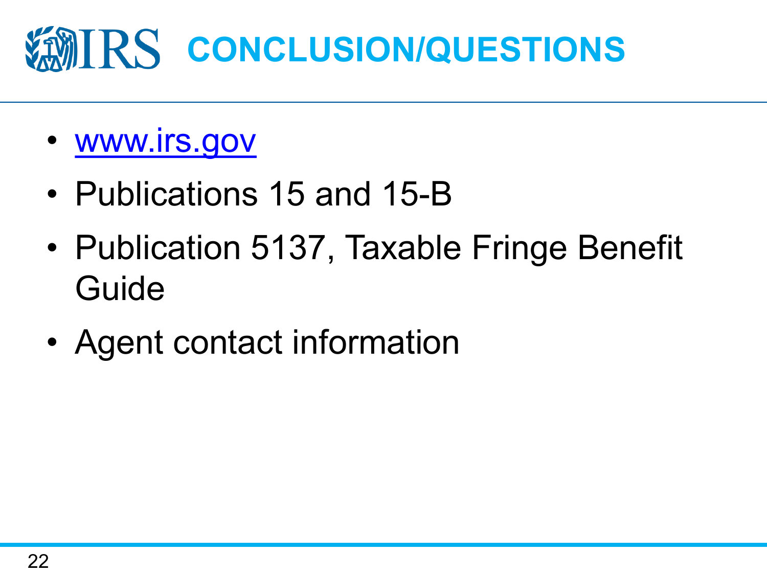# CONCLUSION/QUESTIONS

- www.irs.gov
- Publications 15 and 15-B
- Publication 5137, Taxable Fringe Benefit Guide
- Agent contact information